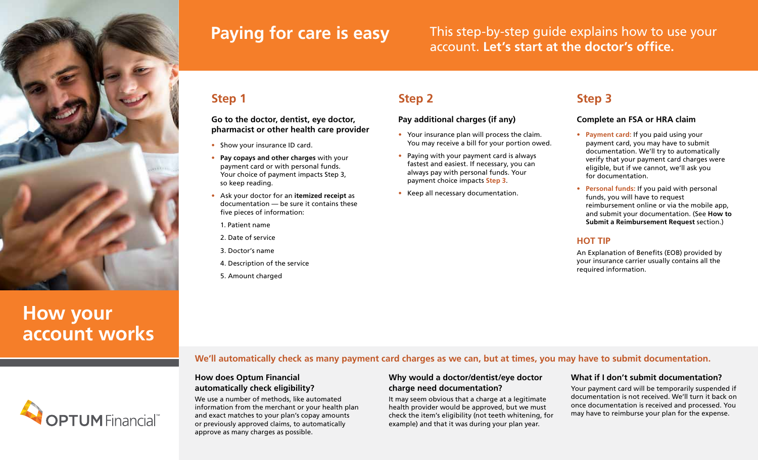# How your account works

OPTUM Financial™

## Paying for care is easy

This step-by-step guide explains how to use your account. **Let's start at the doctor's office.**

### Step 1

**Go to the doctor, dentist, eye doctor, pharmacist or other health care provider**

- Show your insurance ID card.
- **Pay copays and other charges** with your payment card or with personal funds. Your choice of payment impacts Step 3, so keep reading.
- Ask your doctor for an **itemized receipt** as documentation — be sure it contains these five pieces of information:
  1. Patient name
  2. Date of service
  3. Doctor's name
  4. Description of the service
  5. Amount charged

### Step 2

**Pay additional charges (if any)**

- Your insurance plan will process the claim. You may receive a bill for your portion owed.
- Paying with your payment card is always fastest and easiest. If necessary, you can always pay with personal funds. Your payment choice impacts **Step 3**.
- Keep all necessary documentation.

### Step 3

**Complete an FSA or HRA claim**

- **Payment card:** If you paid using your payment card, you may have to submit documentation. We'll try to automatically verify that your payment card charges were eligible, but if we cannot, we'll ask you for documentation.
- **Personal funds:** If you paid with personal funds, you will have to request reimbursement online or via the mobile app, and submit your documentation. (See **How to Submit a Reimbursement Request** section.)

#### HOT TIP

An Explanation of Benefits (EOB) provided by your insurance carrier usually contains all the required information.

**We'll automatically check as many payment card charges as we can, but at times, you may have to submit documentation.**

#### How does Optum Financial automatically check eligibility?

We use a number of methods, like automated information from the merchant or your health plan and exact matches to your plan's copay amounts or previously approved claims, to automatically approve as many charges as possible.

#### Why would a doctor/dentist/eye doctor charge need documentation?

It may seem obvious that a charge at a legitimate health provider would be approved, but we must check the item's eligibility (not teeth whitening, for example) and that it was during your plan year.

#### What if I don't submit documentation?

Your payment card will be temporarily suspended if documentation is not received. We'll turn it back on once documentation is received and processed. You may have to reimburse your plan for the expense.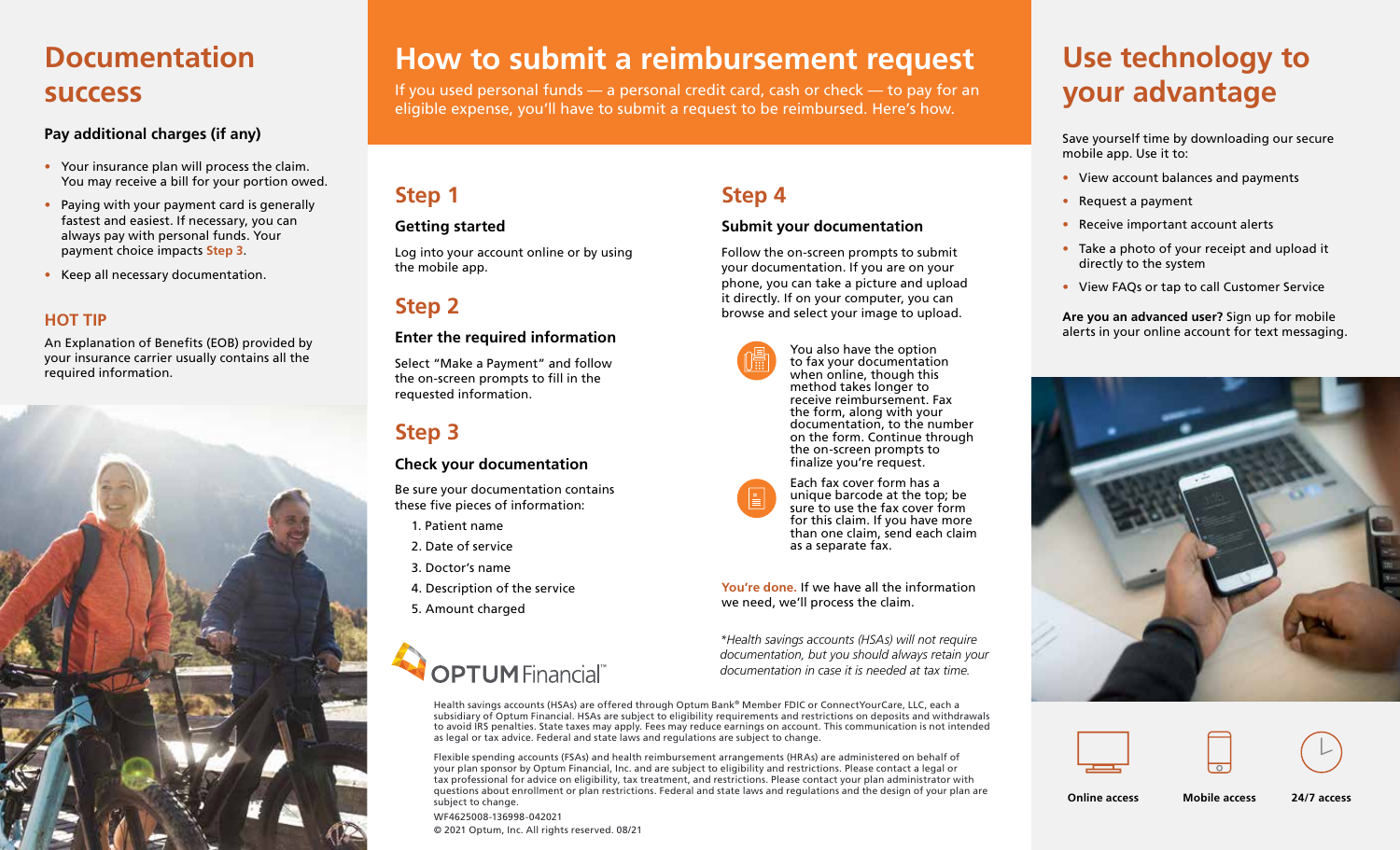## Documentation success

### Pay additional charges (if any)

- Your insurance plan will process the claim. You may receive a bill for your portion owed.
- Paying with your payment card is generally fastest and easiest. If necessary, you can always pay with personal funds. Your payment choice impacts **Step 3**.
- Keep all necessary documentation.

### HOT TIP

An Explanation of Benefits (EOB) provided by your insurance carrier usually contains all the required information.

## How to submit a reimbursement request

If you used personal funds — a personal credit card, cash or check — to pay for an eligible expense, you'll have to submit a request to be reimbursed. Here's how.

## Step 1

### Getting started

Log into your account online or by using the mobile app.

## Step 2

### Enter the required information

Select "Make a Payment" and follow the on-screen prompts to fill in the requested information.

## Step 3

### Check your documentation

Be sure your documentation contains these five pieces of information:

1. Patient name
2. Date of service
3. Doctor's name
4. Description of the service
5. Amount charged

## Step 4

### Submit your documentation

Follow the on-screen prompts to submit your documentation. If you are on your phone, you can take a picture and upload it directly. If on your computer, you can browse and select your image to upload.

You also have the option to fax your documentation when online, though this method takes longer to receive reimbursement. Fax the form, along with your documentation, to the number on the form. Continue through the on-screen prompts to finalize you're request.

Each fax cover form has a unique barcode at the top; be sure to use the fax cover form for this claim. If you have more than one claim, send each claim as a separate fax.

**You're done.** If we have all the information we need, we'll process the claim.

*\*Health savings accounts (HSAs) will not require documentation, but you should always retain your documentation in case it is needed at tax time.*

OPTUM Financial™

Health savings accounts (HSAs) are offered through Optum Bank® Member FDIC or ConnectYourCare, LLC, each a subsidiary of Optum Financial. HSAs are subject to eligibility requirements and restrictions on deposits and withdrawals to avoid IRS penalties. State taxes may apply. Fees may reduce earnings on account. This communication is not intended as legal or tax advice. Federal and state laws and regulations are subject to change.

Flexible spending accounts (FSAs) and health reimbursement arrangements (HRAs) are administered on behalf of your plan sponsor by Optum Financial, Inc. and are subject to eligibility and restrictions. Please contact a legal or tax professional for advice on eligibility, tax treatment, and restrictions. Please contact your plan administrator with questions about enrollment or plan restrictions. Federal and state laws and regulations and the design of your plan are subject to change.

WF4625008-136998-042021

© 2021 Optum, Inc. All rights reserved. 08/21

## Use technology to your advantage

Save yourself time by downloading our secure mobile app. Use it to:

- View account balances and payments
- Request a payment
- Receive important account alerts
- Take a photo of your receipt and upload it directly to the system
- View FAQs or tap to call Customer Service

**Are you an advanced user?** Sign up for mobile alerts in your online account for text messaging.

Online access

Mobile access

24/7 access